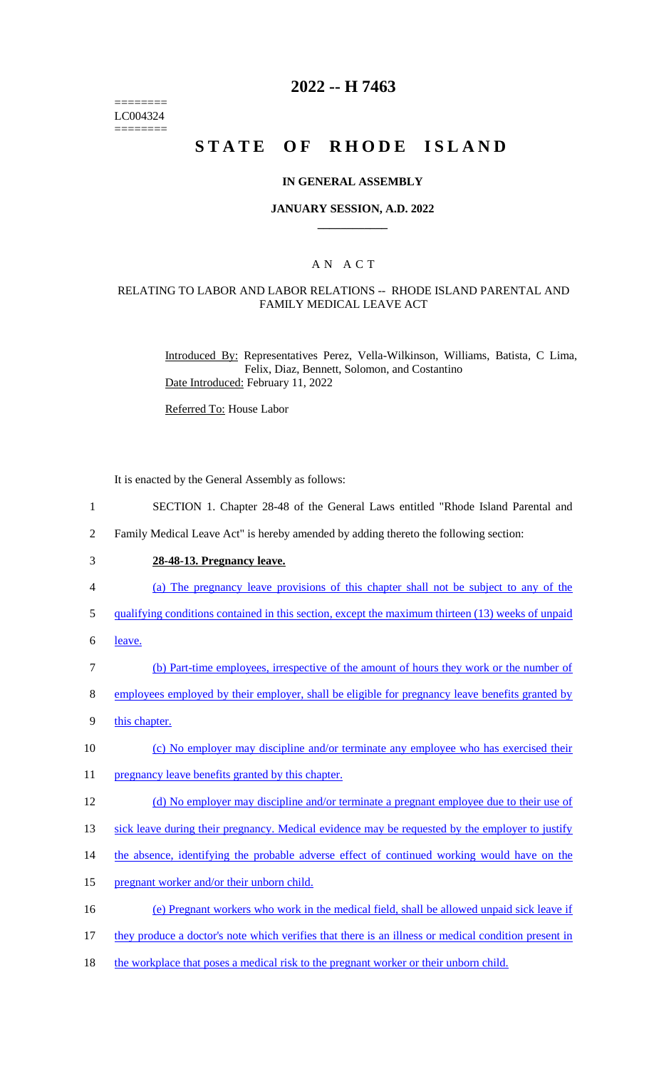========
LC004324
========

# 2022 -- H 7463

# STATE OF RHODE ISLAND

## IN GENERAL ASSEMBLY

### JANUARY SESSION, A.D. 2022

---

## A N A C T

### RELATING TO LABOR AND LABOR RELATIONS -- RHODE ISLAND PARENTAL AND FAMILY MEDICAL LEAVE ACT

Introduced By: Representatives Perez, Vella-Wilkinson, Williams, Batista, C Lima, Felix, Diaz, Bennett, Solomon, and Costantino

Date Introduced: February 11, 2022

Referred To: House Labor

It is enacted by the General Assembly as follows:

1 SECTION 1. Chapter 28-48 of the General Laws entitled "Rhode Island Parental and
2 Family Medical Leave Act" is hereby amended by adding thereto the following section:

3 **28-48-13. Pregnancy leave.**

4 (a) The pregnancy leave provisions of this chapter shall not be subject to any of the
5 qualifying conditions contained in this section, except the maximum thirteen (13) weeks of unpaid
6 leave.

7 (b) Part-time employees, irrespective of the amount of hours they work or the number of
8 employees employed by their employer, shall be eligible for pregnancy leave benefits granted by
9 this chapter.

10 (c) No employer may discipline and/or terminate any employee who has exercised their
11 pregnancy leave benefits granted by this chapter.

12 (d) No employer may discipline and/or terminate a pregnant employee due to their use of
13 sick leave during their pregnancy. Medical evidence may be requested by the employer to justify
14 the absence, identifying the probable adverse effect of continued working would have on the
15 pregnant worker and/or their unborn child.

16 (e) Pregnant workers who work in the medical field, shall be allowed unpaid sick leave if
17 they produce a doctor's note which verifies that there is an illness or medical condition present in
18 the workplace that poses a medical risk to the pregnant worker or their unborn child.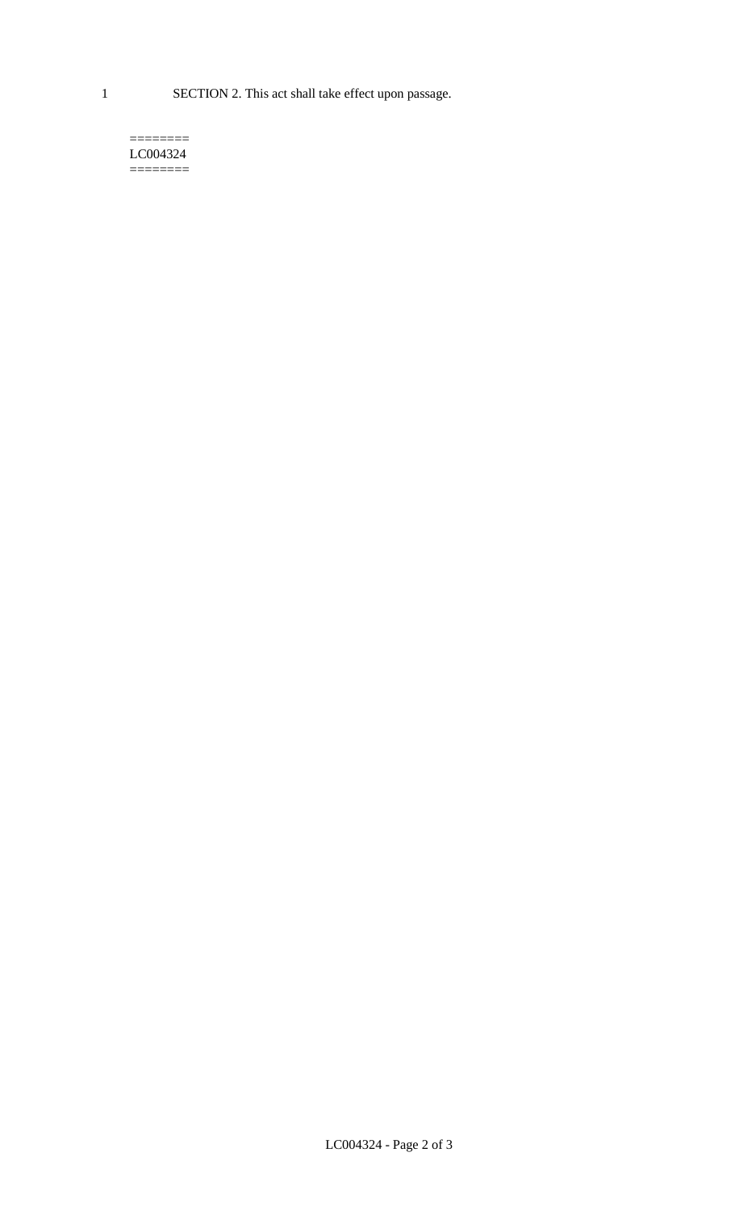SECTION 2. This act shall take effect upon passage.

========
LC004324
========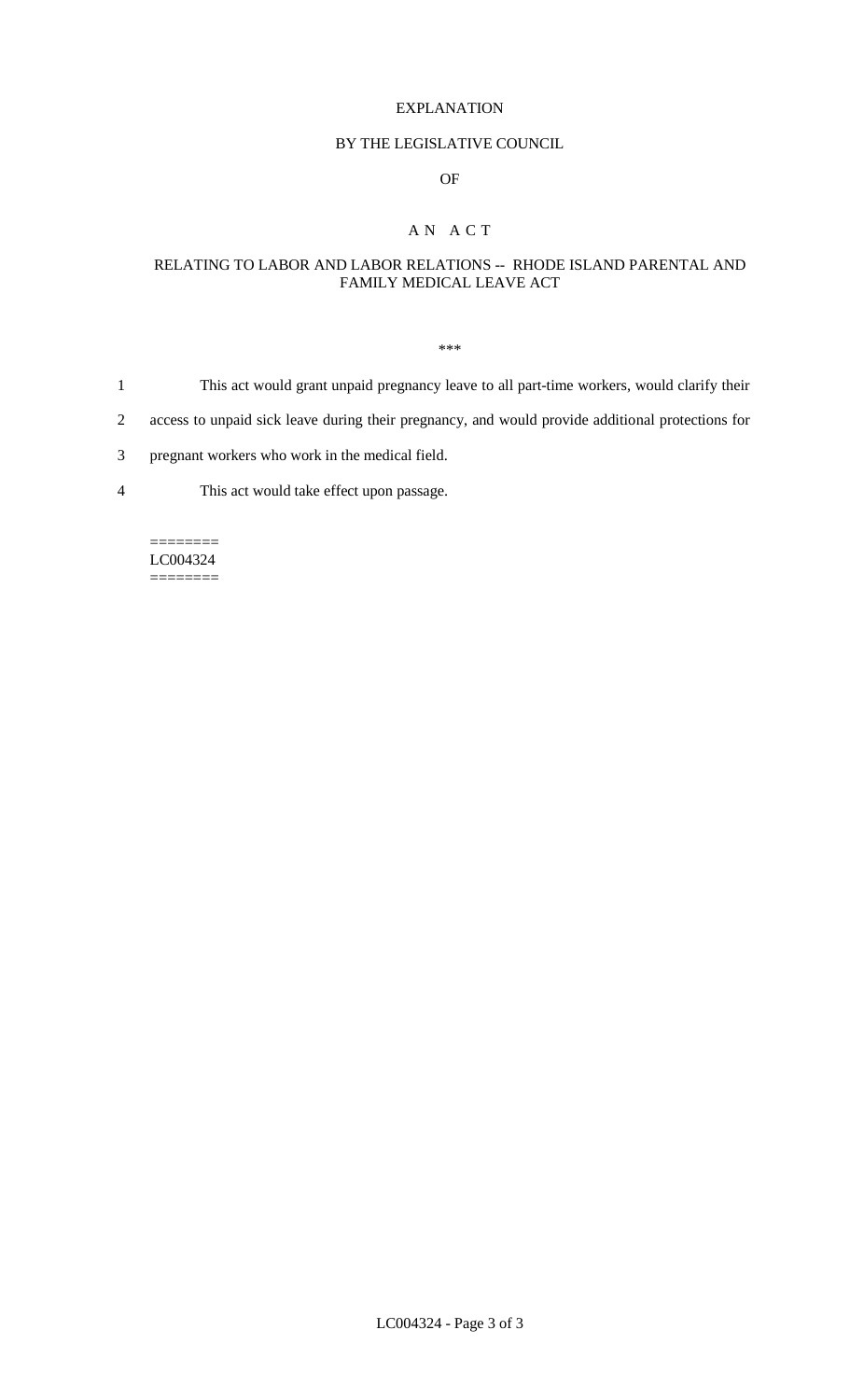EXPLANATION

BY THE LEGISLATIVE COUNCIL

OF

A N A C T

RELATING TO LABOR AND LABOR RELATIONS -- RHODE ISLAND PARENTAL AND FAMILY MEDICAL LEAVE ACT

\*\*\*

1 This act would grant unpaid pregnancy leave to all part-time workers, would clarify their
2 access to unpaid sick leave during their pregnancy, and would provide additional protections for
3 pregnant workers who work in the medical field.
4 This act would take effect upon passage.

========
LC004324
========